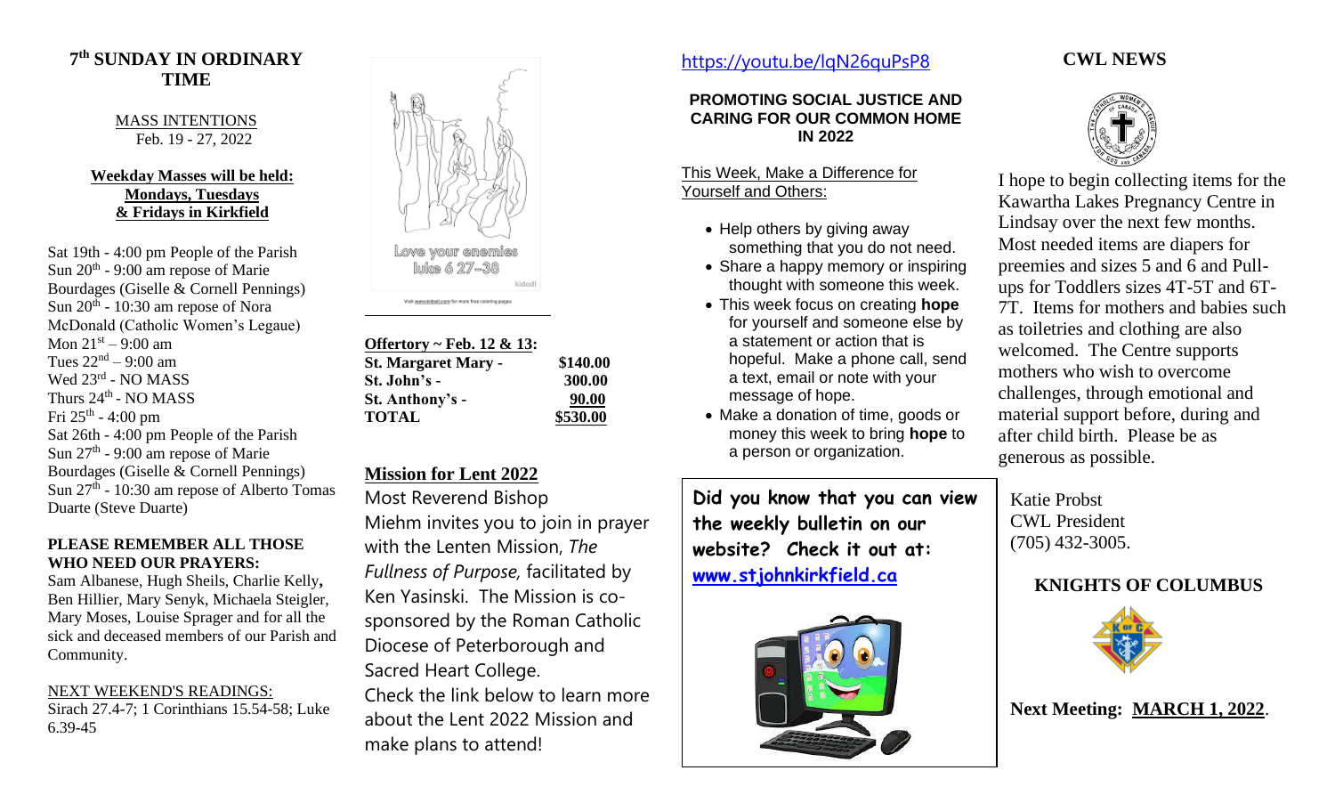## 7th SUNDAY IN ORDINARY TIME

MASS INTENTIONS
Feb. 19 - 27, 2022

**Weekday Masses will be held: Mondays, Tuesdays & Fridays in Kirkfield**

Sat 19th - 4:00 pm People of the Parish
Sun 20th - 9:00 am repose of Marie Bourdages (Giselle & Cornell Pennings)
Sun 20th - 10:30 am repose of Nora McDonald (Catholic Women's Legaue)
Mon 21st – 9:00 am
Tues 22nd – 9:00 am
Wed 23rd - NO MASS
Thurs 24th - NO MASS
Fri 25th - 4:00 pm
Sat 26th - 4:00 pm People of the Parish
Sun 27th - 9:00 am repose of Marie Bourdages (Giselle & Cornell Pennings)
Sun 27th - 10:30 am repose of Alberto Tomas Duarte (Steve Duarte)

**PLEASE REMEMBER ALL THOSE WHO NEED OUR PRAYERS:**

Sam Albanese, Hugh Sheils, Charlie Kelly, Ben Hillier, Mary Senyk, Michaela Steigler, Mary Moses, Louise Sprager and for all the sick and deceased members of our Parish and Community.

NEXT WEEKEND'S READINGS:
Sirach 27.4-7; 1 Corinthians 15.54-58; Luke 6.39-45

Love your enemies
luke 6 27–38

Visit www.kidodl.com for more free coloring pages

**Offertory ~ Feb. 12 & 13:**

| | |
|---|---|
| **St. Margaret Mary -** | **$140.00** |
| **St. John's -** | **300.00** |
| **St. Anthony's -** | **90.00** |
| **TOTAL** | **$530.00** |

## Mission for Lent 2022

Most Reverend Bishop Miehm invites you to join in prayer with the Lenten Mission, *The Fullness of Purpose,* facilitated by Ken Yasinski. The Mission is co-sponsored by the Roman Catholic Diocese of Peterborough and Sacred Heart College.
Check the link below to learn more about the Lent 2022 Mission and make plans to attend!

https://youtu.be/lqN26quPsP8

**PROMOTING SOCIAL JUSTICE AND CARING FOR OUR COMMON HOME IN 2022**

This Week, Make a Difference for Yourself and Others:

- Help others by giving away something that you do not need.
- Share a happy memory or inspiring thought with someone this week.
- This week focus on creating **hope** for yourself and someone else by a statement or action that is hopeful. Make a phone call, send a text, email or note with your message of hope.
- Make a donation of time, goods or money this week to bring **hope** to a person or organization.

**Did you know that you can view the weekly bulletin on our website? Check it out at: www.stjohnkirkfield.ca**

## CWL NEWS

I hope to begin collecting items for the Kawartha Lakes Pregnancy Centre in Lindsay over the next few months. Most needed items are diapers for preemies and sizes 5 and 6 and Pull-ups for Toddlers sizes 4T-5T and 6T-7T. Items for mothers and babies such as toiletries and clothing are also welcomed. The Centre supports mothers who wish to overcome challenges, through emotional and material support before, during and after child birth. Please be as generous as possible.

Katie Probst
CWL President
(705) 432-3005.

## KNIGHTS OF COLUMBUS

**Next Meeting: MARCH 1, 2022**.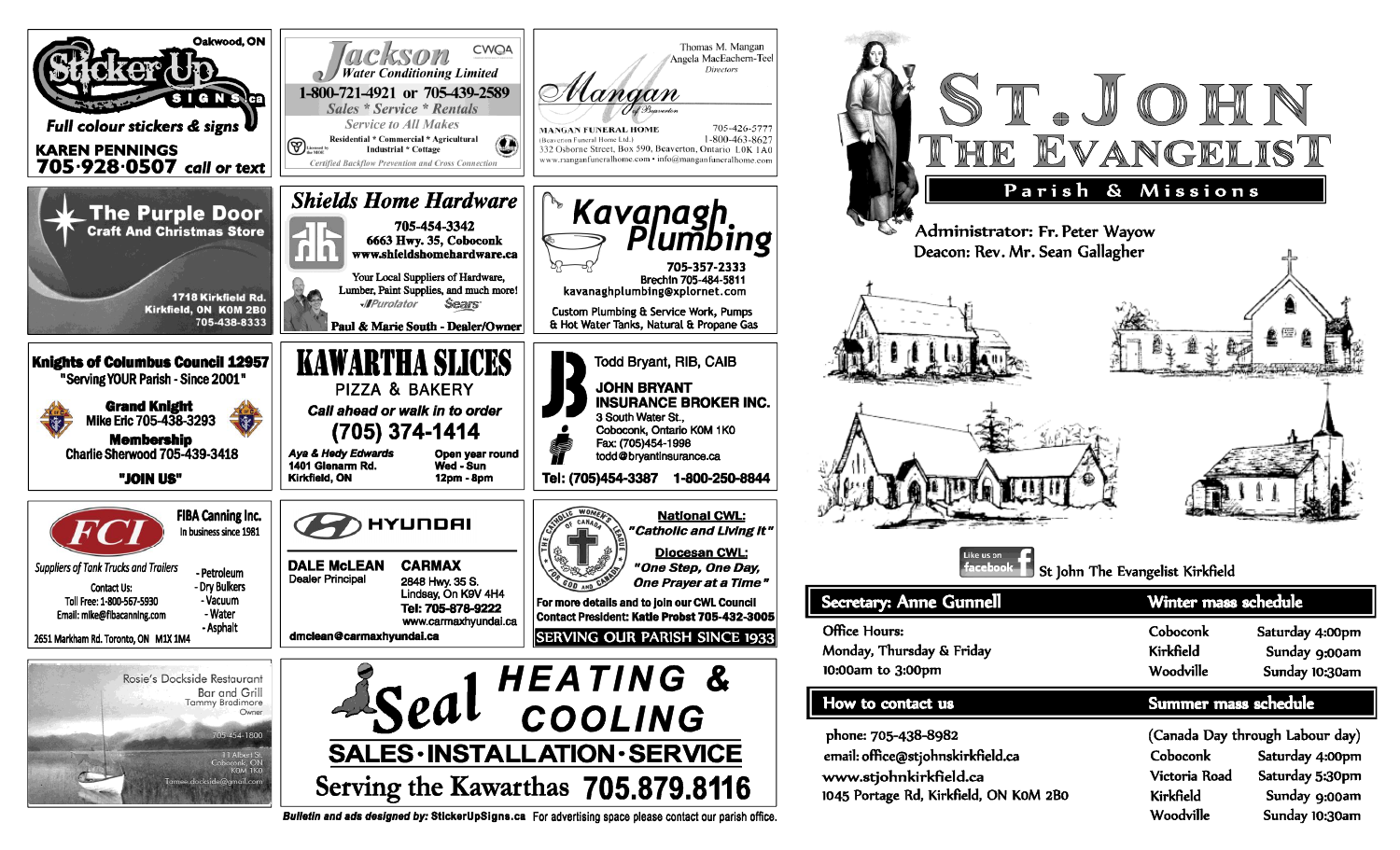Oakwood, ON

**Sticker Up SIGNS .ca**

*Full colour stickers & signs*

**KAREN PENNINGS**
**705·928·0507** *call or text*

**Jackson** CWQA
*Water Conditioning Limited*

1-800-721-4921 or 705-439-2589

*Sales * Service * Rentals*

*Service to All Makes*

Residential * Commercial * Agricultural
Industrial * Cottage

*Certified Backflow Prevention and Cross Connection*

Thomas M. Mangan
Angela MacEachern-Teel
*Directors*

*Mangan of Beaverton*

MANGAN FUNERAL HOME 705-426-5777
(Beaverton Funeral Home Ltd.) 1-800-463-8627
332 Osborne Street, Box 590, Beaverton, Ontario L0K 1A0
www.manganfuneralhome.com • info@manganfuneralhome.com

**The Purple Door**
**Craft And Christmas Store**

1718 Kirkfield Rd.
Kirkfield, ON K0M 2B0
705-438-8333

***Shields Home Hardware***

705-454-3342
6663 Hwy. 35, Coboconk
www.shieldshomehardware.ca

Your Local Suppliers of Hardware, Lumber, Paint Supplies, and much more!

Purolator Sears

**Paul & Marie South - Dealer/Owner**

**Kavanagh Plumbing**

705-357-2333
Brechin 705-484-5811
kavanaghplumbing@xplornet.com

Custom Plumbing & Service Work, Pumps & Hot Water Tanks, Natural & Propane Gas

**Knights of Columbus Council 12957**
**"Serving YOUR Parish - Since 2001"**

**Grand Knight**
Mike Eric 705-438-3293

**Membership**
Charlie Sherwood 705-439-3418

**"JOIN US"**

**KAWARTHA SLICES**
PIZZA & BAKERY

*Call ahead or walk in to order*

**(705) 374-1414**

*Aya & Hedy Edwards*
1401 Glenarm Rd.
Kirkfield, ON

*Open year round*
Wed - Sun
12pm - 8pm

Todd Bryant, RIB, CAIB

**JOHN BRYANT INSURANCE BROKER INC.**
3 South Water St.,
Coboconk, Ontario K0M 1K0
Fax: (705)454-1998
todd@bryantinsurance.ca

**Tel: (705)454-3387 1-800-250-8844**

**FCI** **FIBA Canning Inc.**
In business since 1981

*Suppliers of Tank Trucks and Trailers*

- Petroleum
- Dry Bulkers
- Vacuum
- Water
- Asphalt

Contact Us:
Toll Free: 1-800-567-5930
Email: mike@fibacanning.com

2651 Markham Rd. Toronto, ON M1X 1M4

**HYUNDAI**

**DALE McLEAN**
Dealer Principal

**CARMAX**
2848 Hwy. 35 S.
Lindsay, On K9V 4H4
**Tel: 705-878-9222**
www.carmaxhyundai.ca

dmclean@carmaxhyundai.ca

**National CWL:**
***"Catholic and Living It"***

**Diocesan CWL:**
***"One Step, One Day, One Prayer at a Time"***

**For more details and to join our CWL Council Contact President: Katie Probst 705-432-3005**

**SERVING OUR PARISH SINCE 1933**

Rosie's Dockside Restaurant
Bar and Grill
Tammy Brodimore
Owner

705-454-1800

11 Albert St.
Coboconk, ON
K0M 1K0

Tamsss.dockside@gmail.com

**Seal HEATING & COOLING**

**SALES·INSTALLATION·SERVICE**

**Serving the Kawarthas 705.879.8116**

*Bulletin and ads designed by: StickerUpSigns.ca* For advertising space please contact our parish office.

# ST. JOHN THE EVANGELIST

## Parish & Missions

Administrator: Fr. Peter Wayow
Deacon: Rev. Mr. Sean Gallagher

Like us on facebook St John The Evangelist Kirkfield

**Secretary: Anne Gunnell**

Office Hours:
Monday, Thursday & Friday
10:00am to 3:00pm

**How to contact us**

phone: 705-438-8982
email: office@stjohnskirkfield.ca
www.stjohnkirkfield.ca
1045 Portage Rd, Kirkfield, ON K0M 2B0

**Winter mass schedule**

| | |
|---|---|
| Coboconk | Saturday 4:00pm |
| Kirkfield | Sunday 9:00am |
| Woodville | Sunday 10:30am |

**Summer mass schedule**

(Canada Day through Labour day)

| | |
|---|---|
| Coboconk | Saturday 4:00pm |
| Victoria Road | Saturday 5:30pm |
| Kirkfield | Sunday 9:00am |
| Woodville | Sunday 10:30am |